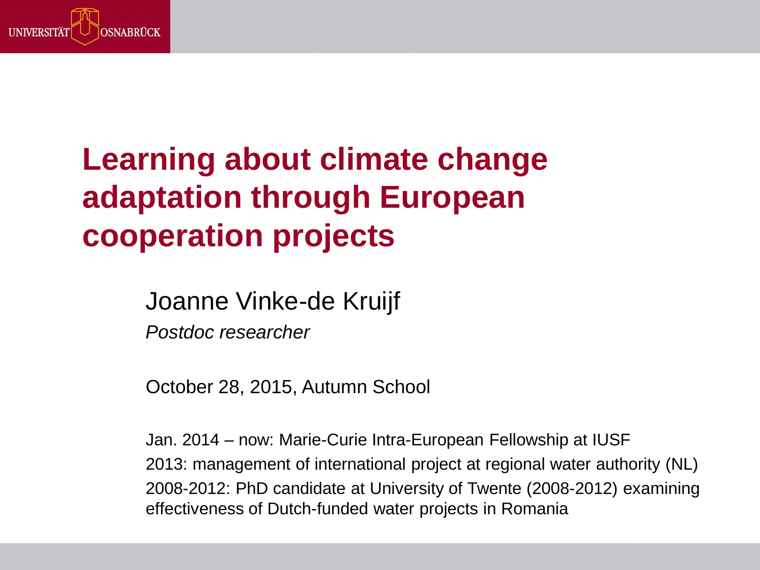# Learning about climate change adaptation through European cooperation projects

Joanne Vinke-de Kruijf

*Postdoc researcher*

October 28, 2015, Autumn School

Jan. 2014 – now: Marie-Curie Intra-European Fellowship at IUSF

2013: management of international project at regional water authority (NL)

2008-2012: PhD candidate at University of Twente (2008-2012) examining effectiveness of Dutch-funded water projects in Romania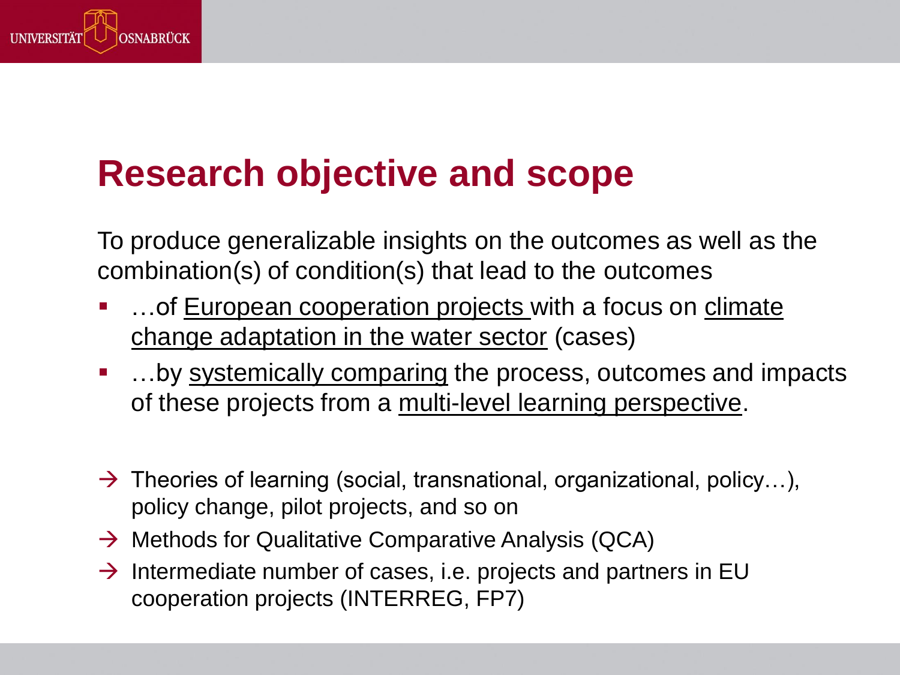# Research objective and scope

To produce generalizable insights on the outcomes as well as the combination(s) of condition(s) that lead to the outcomes

- …of European cooperation projects with a focus on climate change adaptation in the water sector (cases)
- …by systemically comparing the process, outcomes and impacts of these projects from a multi-level learning perspective.

→ Theories of learning (social, transnational, organizational, policy…), policy change, pilot projects, and so on

→ Methods for Qualitative Comparative Analysis (QCA)

→ Intermediate number of cases, i.e. projects and partners in EU cooperation projects (INTERREG, FP7)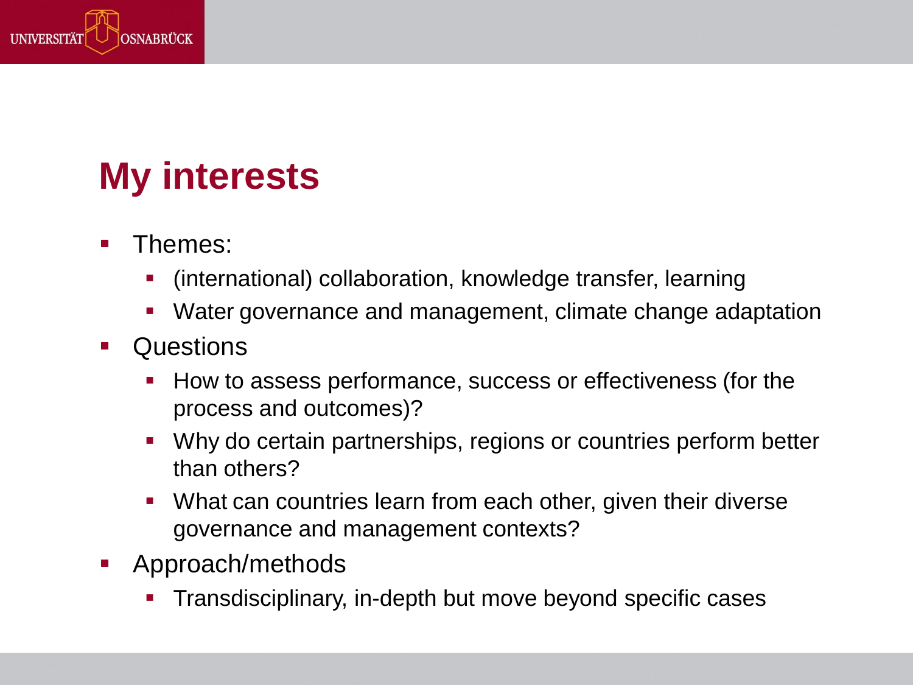# My interests

- Themes:
  - (international) collaboration, knowledge transfer, learning
  - Water governance and management, climate change adaptation
- Questions
  - How to assess performance, success or effectiveness (for the process and outcomes)?
  - Why do certain partnerships, regions or countries perform better than others?
  - What can countries learn from each other, given their diverse governance and management contexts?
- Approach/methods
  - Transdisciplinary, in-depth but move beyond specific cases